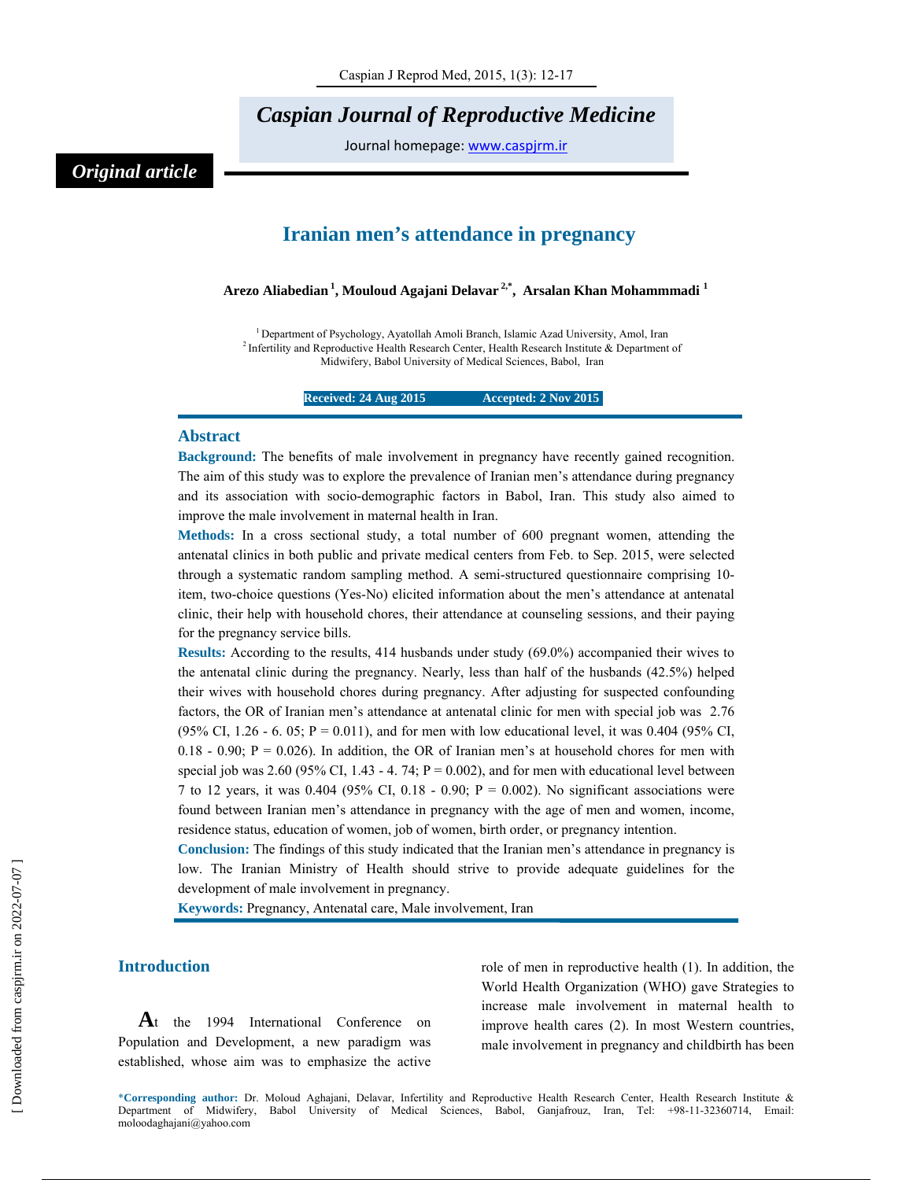*Original article*

# Iranian men's attendance in pregnancy

**Arezo Aliabedian [1], Mouloud Agajani Delavar [2,*], Arsalan Khan Mohammmadi [1]**

[1] Department of Psychology, Ayatollah Amoli Branch, Islamic Azad University, Amol, Iran
[2] Infertility and Reproductive Health Research Center, Health Research Institute & Department of Midwifery, Babol University of Medical Sciences, Babol, Iran

**Received: 24 Aug 2015 Accepted: 2 Nov 2015**

## Abstract

**Background:** The benefits of male involvement in pregnancy have recently gained recognition. The aim of this study was to explore the prevalence of Iranian men's attendance during pregnancy and its association with socio-demographic factors in Babol, Iran. This study also aimed to improve the male involvement in maternal health in Iran.

**Methods:** In a cross sectional study, a total number of 600 pregnant women, attending the antenatal clinics in both public and private medical centers from Feb. to Sep. 2015, were selected through a systematic random sampling method. A semi-structured questionnaire comprising 10-item, two-choice questions (Yes-No) elicited information about the men's attendance at antenatal clinic, their help with household chores, their attendance at counseling sessions, and their paying for the pregnancy service bills.

**Results:** According to the results, 414 husbands under study (69.0%) accompanied their wives to the antenatal clinic during the pregnancy. Nearly, less than half of the husbands (42.5%) helped their wives with household chores during pregnancy. After adjusting for suspected confounding factors, the OR of Iranian men's attendance at antenatal clinic for men with special job was 2.76 (95% CI, 1.26 - 6. 05; P = 0.011), and for men with low educational level, it was 0.404 (95% CI, 0.18 - 0.90; P = 0.026). In addition, the OR of Iranian men's at household chores for men with special job was 2.60 (95% CI, 1.43 - 4. 74; P = 0.002), and for men with educational level between 7 to 12 years, it was 0.404 (95% CI, 0.18 - 0.90; P = 0.002). No significant associations were found between Iranian men's attendance in pregnancy with the age of men and women, income, residence status, education of women, job of women, birth order, or pregnancy intention.

**Conclusion:** The findings of this study indicated that the Iranian men's attendance in pregnancy is low. The Iranian Ministry of Health should strive to provide adequate guidelines for the development of male involvement in pregnancy.

**Keywords:** Pregnancy, Antenatal care, Male involvement, Iran

## Introduction

At the 1994 International Conference on Population and Development, a new paradigm was established, whose aim was to emphasize the active role of men in reproductive health (1). In addition, the World Health Organization (WHO) gave Strategies to increase male involvement in maternal health to improve health cares (2). In most Western countries, male involvement in pregnancy and childbirth has been

*Corresponding author: Dr. Moloud Aghajani, Delavar, Infertility and Reproductive Health Research Center, Health Research Institute & Department of Midwifery, Babol University of Medical Sciences, Babol, Ganjafrouz, Iran, Tel: +98-11-32360714, Email: moloodaghajani@yahoo.com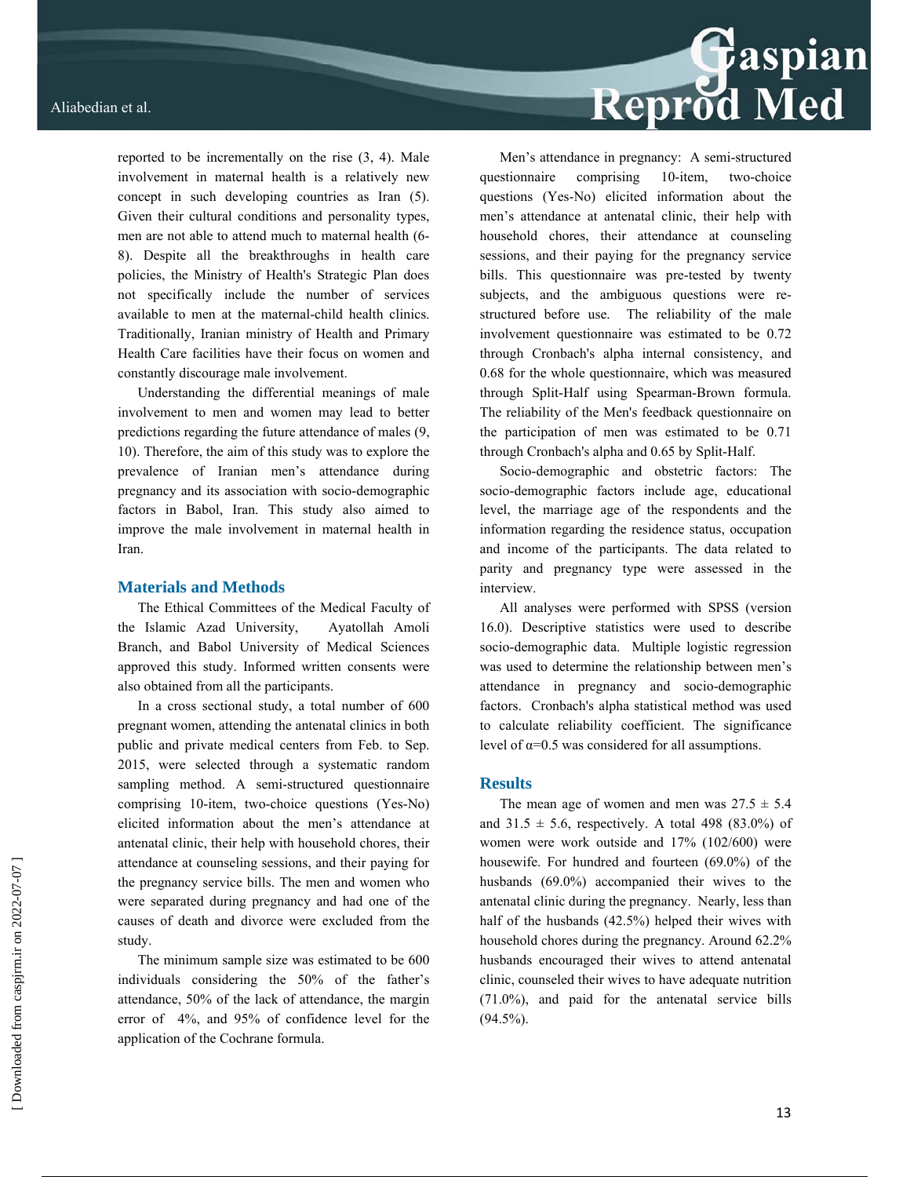reported to be incrementally on the rise (3, 4). Male involvement in maternal health is a relatively new concept in such developing countries as Iran (5). Given their cultural conditions and personality types, men are not able to attend much to maternal health (6-8). Despite all the breakthroughs in health care policies, the Ministry of Health's Strategic Plan does not specifically include the number of services available to men at the maternal-child health clinics. Traditionally, Iranian ministry of Health and Primary Health Care facilities have their focus on women and constantly discourage male involvement.

Understanding the differential meanings of male involvement to men and women may lead to better predictions regarding the future attendance of males (9, 10). Therefore, the aim of this study was to explore the prevalence of Iranian men's attendance during pregnancy and its association with socio-demographic factors in Babol, Iran. This study also aimed to improve the male involvement in maternal health in Iran.

## Materials and Methods

The Ethical Committees of the Medical Faculty of the Islamic Azad University, Ayatollah Amoli Branch, and Babol University of Medical Sciences approved this study. Informed written consents were also obtained from all the participants.

In a cross sectional study, a total number of 600 pregnant women, attending the antenatal clinics in both public and private medical centers from Feb. to Sep. 2015, were selected through a systematic random sampling method. A semi-structured questionnaire comprising 10-item, two-choice questions (Yes-No) elicited information about the men's attendance at antenatal clinic, their help with household chores, their attendance at counseling sessions, and their paying for the pregnancy service bills. The men and women who were separated during pregnancy and had one of the causes of death and divorce were excluded from the study.

The minimum sample size was estimated to be 600 individuals considering the 50% of the father's attendance, 50% of the lack of attendance, the margin error of 4%, and 95% of confidence level for the application of the Cochrane formula.

Men's attendance in pregnancy: A semi-structured questionnaire comprising 10-item, two-choice questions (Yes-No) elicited information about the men's attendance at antenatal clinic, their help with household chores, their attendance at counseling sessions, and their paying for the pregnancy service bills. This questionnaire was pre-tested by twenty subjects, and the ambiguous questions were re-structured before use. The reliability of the male involvement questionnaire was estimated to be 0.72 through Cronbach's alpha internal consistency, and 0.68 for the whole questionnaire, which was measured through Split-Half using Spearman-Brown formula. The reliability of the Men's feedback questionnaire on the participation of men was estimated to be 0.71 through Cronbach's alpha and 0.65 by Split-Half.

Socio-demographic and obstetric factors: The socio-demographic factors include age, educational level, the marriage age of the respondents and the information regarding the residence status, occupation and income of the participants. The data related to parity and pregnancy type were assessed in the interview.

All analyses were performed with SPSS (version 16.0). Descriptive statistics were used to describe socio-demographic data. Multiple logistic regression was used to determine the relationship between men's attendance in pregnancy and socio-demographic factors. Cronbach's alpha statistical method was used to calculate reliability coefficient. The significance level of $\alpha=0.5$ was considered for all assumptions.

## Results

The mean age of women and men was $27.5 \pm 5.4$ and $31.5 \pm 5.6$, respectively. A total 498 (83.0%) of women were work outside and 17% (102/600) were housewife. For hundred and fourteen (69.0%) of the husbands (69.0%) accompanied their wives to the antenatal clinic during the pregnancy. Nearly, less than half of the husbands (42.5%) helped their wives with household chores during the pregnancy. Around 62.2% husbands encouraged their wives to attend antenatal clinic, counseled their wives to have adequate nutrition (71.0%), and paid for the antenatal service bills (94.5%).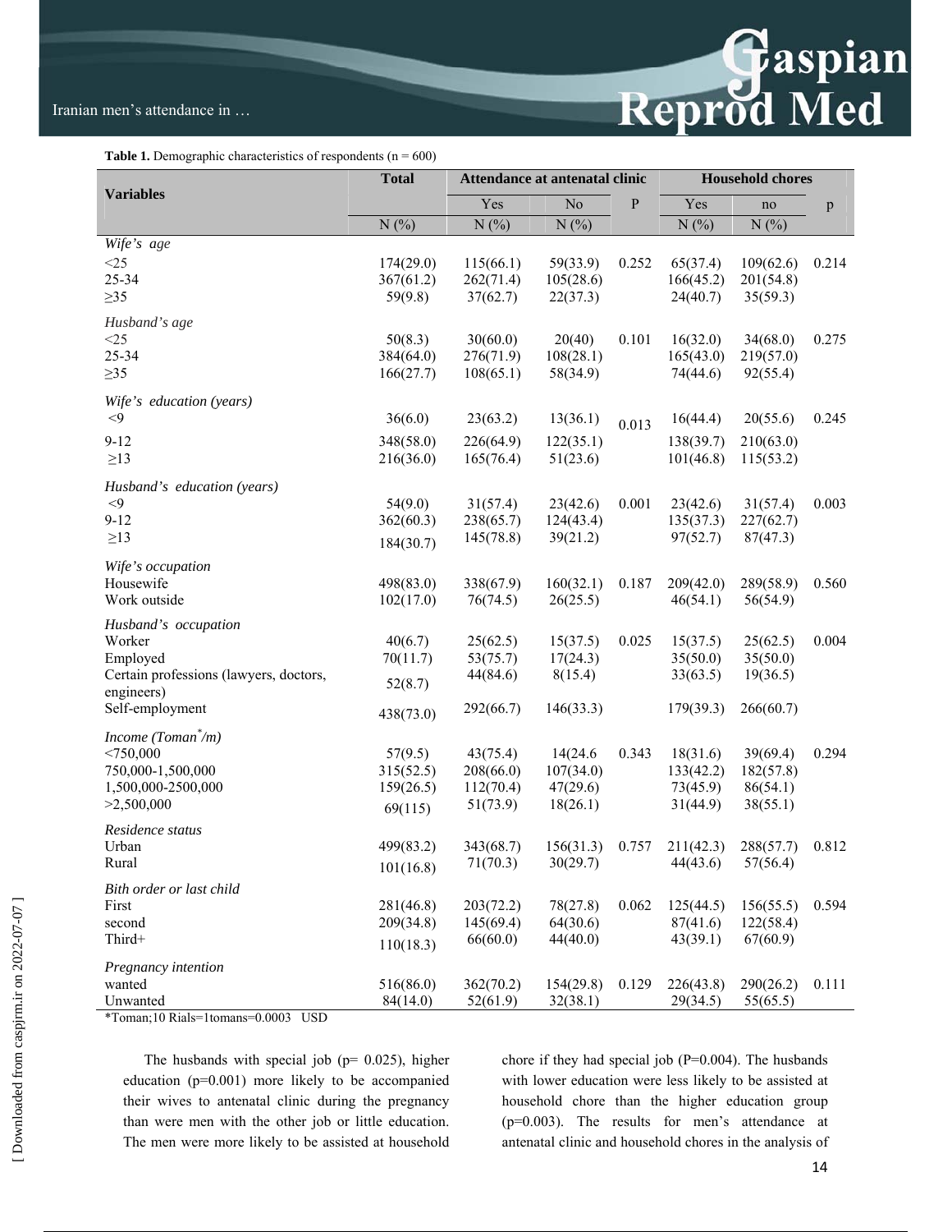**Table 1.** Demographic characteristics of respondents (n = 600)

| Variables | Total | Attendance at antenatal clinic | | | Household chores | | |
|---|---|---|---|---|---|---|---|
| | | Yes | No | P | Yes | no | p |
| | N (%) | N (%) | N (%) | | N (%) | N (%) | |
| *Wife's age* | | | | | | | |
| <25 | 174(29.0) | 115(66.1) | 59(33.9) | 0.252 | 65(37.4) | 109(62.6) | 0.214 |
| 25-34 | 367(61.2) | 262(71.4) | 105(28.6) | | 166(45.2) | 201(54.8) | |
| ≥35 | 59(9.8) | 37(62.7) | 22(37.3) | | 24(40.7) | 35(59.3) | |
| *Husband's age* | | | | | | | |
| <25 | 50(8.3) | 30(60.0) | 20(40) | 0.101 | 16(32.0) | 34(68.0) | 0.275 |
| 25-34 | 384(64.0) | 276(71.9) | 108(28.1) | | 165(43.0) | 219(57.0) | |
| ≥35 | 166(27.7) | 108(65.1) | 58(34.9) | | 74(44.6) | 92(55.4) | |
| *Wife's education (years)* | | | | | | | |
| <9 | 36(6.0) | 23(63.2) | 13(36.1) | 0.013 | 16(44.4) | 20(55.6) | 0.245 |
| 9-12 | 348(58.0) | 226(64.9) | 122(35.1) | | 138(39.7) | 210(63.0) | |
| ≥13 | 216(36.0) | 165(76.4) | 51(23.6) | | 101(46.8) | 115(53.2) | |
| *Husband's education (years)* | | | | | | | |
| <9 | 54(9.0) | 31(57.4) | 23(42.6) | 0.001 | 23(42.6) | 31(57.4) | 0.003 |
| 9-12 | 362(60.3) | 238(65.7) | 124(43.4) | | 135(37.3) | 227(62.7) | |
| ≥13 | 184(30.7) | 145(78.8) | 39(21.2) | | 97(52.7) | 87(47.3) | |
| *Wife's occupation* | | | | | | | |
| Housewife | 498(83.0) | 338(67.9) | 160(32.1) | 0.187 | 209(42.0) | 289(58.9) | 0.560 |
| Work outside | 102(17.0) | 76(74.5) | 26(25.5) | | 46(54.1) | 56(54.9) | |
| *Husband's occupation* | | | | | | | |
| Worker | 40(6.7) | 25(62.5) | 15(37.5) | 0.025 | 15(37.5) | 25(62.5) | 0.004 |
| Employed | 70(11.7) | 53(75.7) | 17(24.3) | | 35(50.0) | 35(50.0) | |
| Certain professions (lawyers, doctors, engineers) | 52(8.7) | 44(84.6) | 8(15.4) | | 33(63.5) | 19(36.5) | |
| Self-employment | 438(73.0) | 292(66.7) | 146(33.3) | | 179(39.3) | 266(60.7) | |
| *Income (Toman\*/m)* | | | | | | | |
| <750,000 | 57(9.5) | 43(75.4) | 14(24.6 | 0.343 | 18(31.6) | 39(69.4) | 0.294 |
| 750,000-1,500,000 | 315(52.5) | 208(66.0) | 107(34.0) | | 133(42.2) | 182(57.8) | |
| 1,500,000-2500,000 | 159(26.5) | 112(70.4) | 47(29.6) | | 73(45.9) | 86(54.1) | |
| >2,500,000 | 69(115) | 51(73.9) | 18(26.1) | | 31(44.9) | 38(55.1) | |
| *Residence status* | | | | | | | |
| Urban | 499(83.2) | 343(68.7) | 156(31.3) | 0.757 | 211(42.3) | 288(57.7) | 0.812 |
| Rural | 101(16.8) | 71(70.3) | 30(29.7) | | 44(43.6) | 57(56.4) | |
| *Bith order or last child* | | | | | | | |
| First | 281(46.8) | 203(72.2) | 78(27.8) | 0.062 | 125(44.5) | 156(55.5) | 0.594 |
| second | 209(34.8) | 145(69.4) | 64(30.6) | | 87(41.6) | 122(58.4) | |
| Third+ | 110(18.3) | 66(60.0) | 44(40.0) | | 43(39.1) | 67(60.9) | |
| *Pregnancy intention* | | | | | | | |
| wanted | 516(86.0) | 362(70.2) | 154(29.8) | 0.129 | 226(43.8) | 290(26.2) | 0.111 |
| Unwanted | 84(14.0) | 52(61.9) | 32(38.1) | | 29(34.5) | 55(65.5) | |

*Toman;10 Rials=1tomans=0.0003 USD

The husbands with special job (p= 0.025), higher education (p=0.001) more likely to be accompanied their wives to antenatal clinic during the pregnancy than were men with the other job or little education. The men were more likely to be assisted at household chore if they had special job (P=0.004). The husbands with lower education were less likely to be assisted at household chore than the higher education group (p=0.003). The results for men's attendance at antenatal clinic and household chores in the analysis of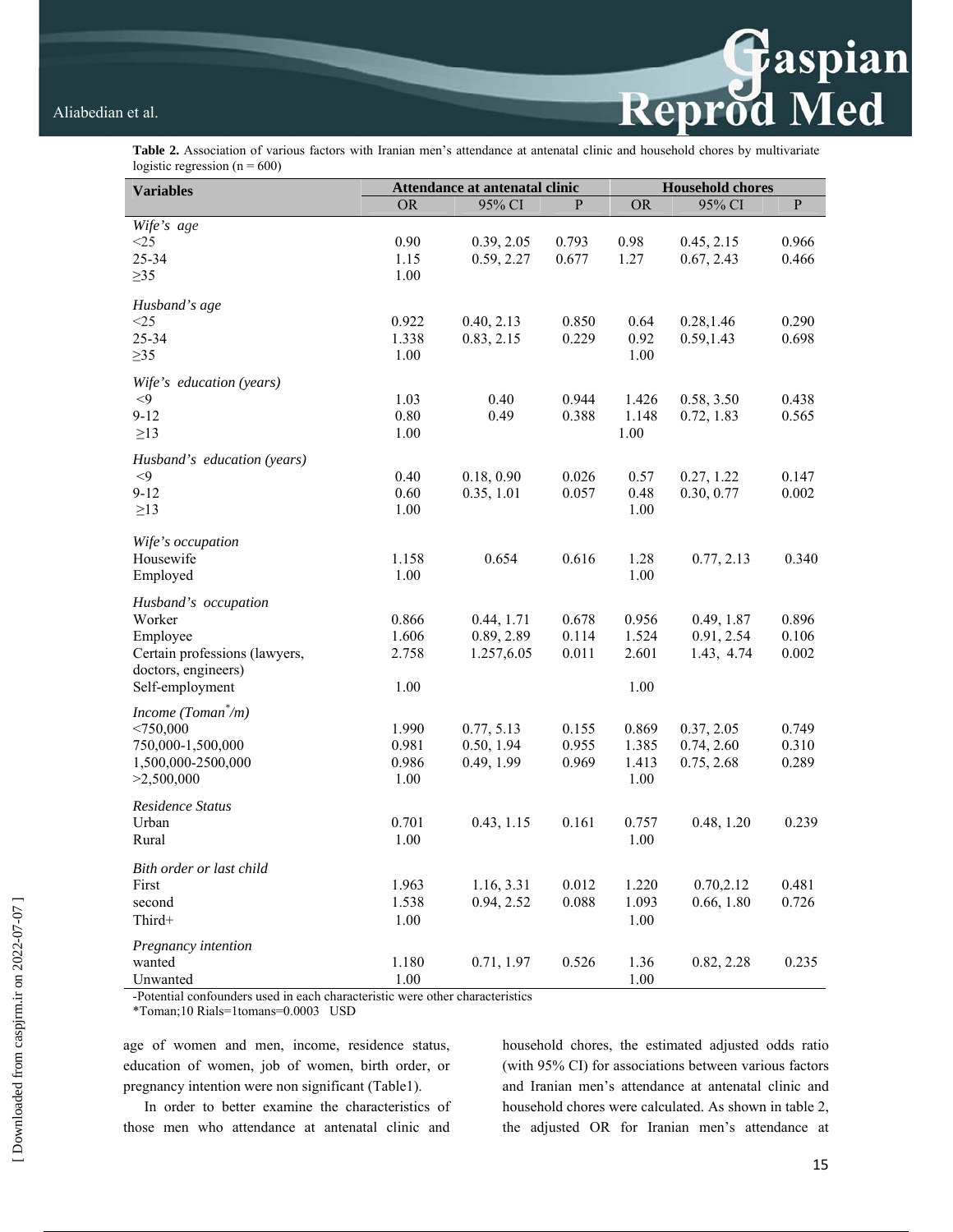**Table 2.** Association of various factors with Iranian men's attendance at antenatal clinic and household chores by multivariate logistic regression (n = 600)

| Variables | Attendance at antenatal clinic | | | Household chores | | |
|---|---|---|---|---|---|---|
| | OR | 95% CI | P | OR | 95% CI | P |
| *Wife's age* | | | | | | |
| <25 | 0.90 | 0.39, 2.05 | 0.793 | 0.98 | 0.45, 2.15 | 0.966 |
| 25-34 | 1.15 | 0.59, 2.27 | 0.677 | 1.27 | 0.67, 2.43 | 0.466 |
| ≥35 | 1.00 | | | | | |
| *Husband's age* | | | | | | |
| <25 | 0.922 | 0.40, 2.13 | 0.850 | 0.64 | 0.28,1.46 | 0.290 |
| 25-34 | 1.338 | 0.83, 2.15 | 0.229 | 0.92 | 0.59,1.43 | 0.698 |
| ≥35 | 1.00 | | | 1.00 | | |
| *Wife's education (years)* | | | | | | |
| <9 | 1.03 | 0.40 | 0.944 | 1.426 | 0.58, 3.50 | 0.438 |
| 9-12 | 0.80 | 0.49 | 0.388 | 1.148 | 0.72, 1.83 | 0.565 |
| ≥13 | 1.00 | | | 1.00 | | |
| *Husband's education (years)* | | | | | | |
| <9 | 0.40 | 0.18, 0.90 | 0.026 | 0.57 | 0.27, 1.22 | 0.147 |
| 9-12 | 0.60 | 0.35, 1.01 | 0.057 | 0.48 | 0.30, 0.77 | 0.002 |
| ≥13 | 1.00 | | | 1.00 | | |
| *Wife's occupation* | | | | | | |
| Housewife | 1.158 | 0.654 | 0.616 | 1.28 | 0.77, 2.13 | 0.340 |
| Employed | 1.00 | | | 1.00 | | |
| *Husband's occupation* | | | | | | |
| Worker | 0.866 | 0.44, 1.71 | 0.678 | 0.956 | 0.49, 1.87 | 0.896 |
| Employee | 1.606 | 0.89, 2.89 | 0.114 | 1.524 | 0.91, 2.54 | 0.106 |
| Certain professions (lawyers, doctors, engineers) | 2.758 | 1.257,6.05 | 0.011 | 2.601 | 1.43, 4.74 | 0.002 |
| Self-employment | 1.00 | | | 1.00 | | |
| *Income (Toman\*/m)* | | | | | | |
| <750,000 | 1.990 | 0.77, 5.13 | 0.155 | 0.869 | 0.37, 2.05 | 0.749 |
| 750,000-1,500,000 | 0.981 | 0.50, 1.94 | 0.955 | 1.385 | 0.74, 2.60 | 0.310 |
| 1,500,000-2500,000 | 0.986 | 0.49, 1.99 | 0.969 | 1.413 | 0.75, 2.68 | 0.289 |
| >2,500,000 | 1.00 | | | 1.00 | | |
| *Residence Status* | | | | | | |
| Urban | 0.701 | 0.43, 1.15 | 0.161 | 0.757 | 0.48, 1.20 | 0.239 |
| Rural | 1.00 | | | 1.00 | | |
| *Bith order or last child* | | | | | | |
| First | 1.963 | 1.16, 3.31 | 0.012 | 1.220 | 0.70,2.12 | 0.481 |
| second | 1.538 | 0.94, 2.52 | 0.088 | 1.093 | 0.66, 1.80 | 0.726 |
| Third+ | 1.00 | | | 1.00 | | |
| *Pregnancy intention* | | | | | | |
| wanted | 1.180 | 0.71, 1.97 | 0.526 | 1.36 | 0.82, 2.28 | 0.235 |
| Unwanted | 1.00 | | | 1.00 | | |

-Potential confounders used in each characteristic were other characteristics

*Toman;10 Rials=1tomans=0.0003 USD

age of women and men, income, residence status, education of women, job of women, birth order, or pregnancy intention were non significant (Table1).

In order to better examine the characteristics of those men who attendance at antenatal clinic and household chores, the estimated adjusted odds ratio (with 95% CI) for associations between various factors and Iranian men's attendance at antenatal clinic and household chores were calculated. As shown in table 2, the adjusted OR for Iranian men's attendance at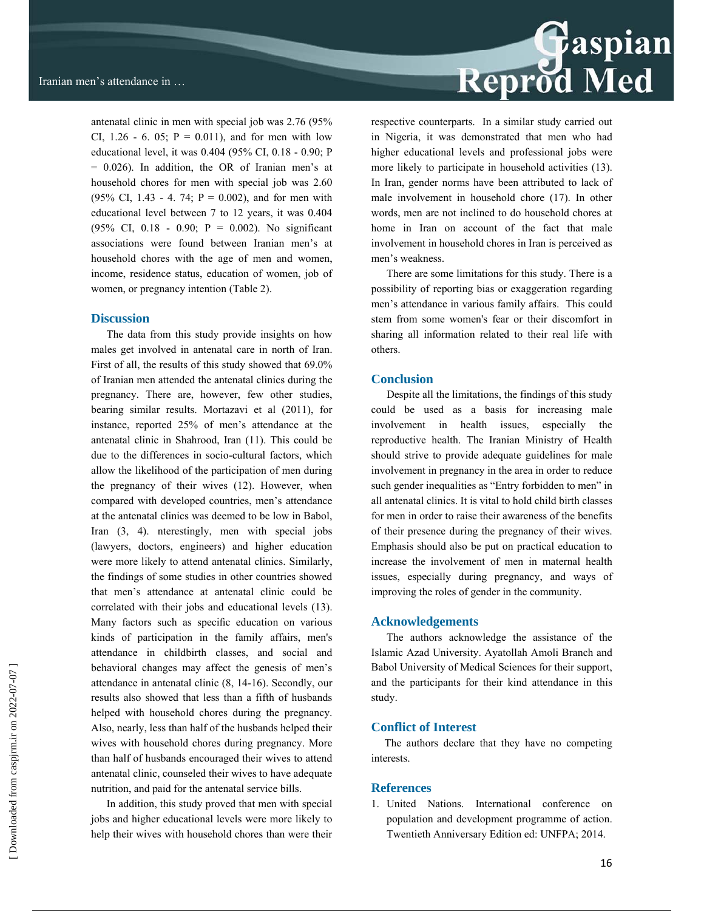antenatal clinic in men with special job was 2.76 (95% CI, 1.26 - 6. 05; P = 0.011), and for men with low educational level, it was 0.404 (95% CI, 0.18 - 0.90; P = 0.026). In addition, the OR of Iranian men's at household chores for men with special job was 2.60 (95% CI, 1.43 - 4. 74; P = 0.002), and for men with educational level between 7 to 12 years, it was 0.404 (95% CI, 0.18 - 0.90; P = 0.002). No significant associations were found between Iranian men's at household chores with the age of men and women, income, residence status, education of women, job of women, or pregnancy intention (Table 2).

## Discussion

The data from this study provide insights on how males get involved in antenatal care in north of Iran. First of all, the results of this study showed that 69.0% of Iranian men attended the antenatal clinics during the pregnancy. There are, however, few other studies, bearing similar results. Mortazavi et al (2011), for instance, reported 25% of men's attendance at the antenatal clinic in Shahrood, Iran (11). This could be due to the differences in socio-cultural factors, which allow the likelihood of the participation of men during the pregnancy of their wives (12). However, when compared with developed countries, men's attendance at the antenatal clinics was deemed to be low in Babol, Iran (3, 4). nterestingly, men with special jobs (lawyers, doctors, engineers) and higher education were more likely to attend antenatal clinics. Similarly, the findings of some studies in other countries showed that men's attendance at antenatal clinic could be correlated with their jobs and educational levels (13). Many factors such as specific education on various kinds of participation in the family affairs, men's attendance in childbirth classes, and social and behavioral changes may affect the genesis of men's attendance in antenatal clinic (8, 14-16). Secondly, our results also showed that less than a fifth of husbands helped with household chores during the pregnancy. Also, nearly, less than half of the husbands helped their wives with household chores during pregnancy. More than half of husbands encouraged their wives to attend antenatal clinic, counseled their wives to have adequate nutrition, and paid for the antenatal service bills.

In addition, this study proved that men with special jobs and higher educational levels were more likely to help their wives with household chores than were their respective counterparts. In a similar study carried out in Nigeria, it was demonstrated that men who had higher educational levels and professional jobs were more likely to participate in household activities (13). In Iran, gender norms have been attributed to lack of male involvement in household chore (17). In other words, men are not inclined to do household chores at home in Iran on account of the fact that male involvement in household chores in Iran is perceived as men's weakness.

There are some limitations for this study. There is a possibility of reporting bias or exaggeration regarding men's attendance in various family affairs. This could stem from some women's fear or their discomfort in sharing all information related to their real life with others.

## Conclusion

Despite all the limitations, the findings of this study could be used as a basis for increasing male involvement in health issues, especially the reproductive health. The Iranian Ministry of Health should strive to provide adequate guidelines for male involvement in pregnancy in the area in order to reduce such gender inequalities as "Entry forbidden to men" in all antenatal clinics. It is vital to hold child birth classes for men in order to raise their awareness of the benefits of their presence during the pregnancy of their wives. Emphasis should also be put on practical education to increase the involvement of men in maternal health issues, especially during pregnancy, and ways of improving the roles of gender in the community.

## Acknowledgements

The authors acknowledge the assistance of the Islamic Azad University. Ayatollah Amoli Branch and Babol University of Medical Sciences for their support, and the participants for their kind attendance in this study.

## Conflict of Interest

The authors declare that they have no competing interests.

## References

1. United Nations. International conference on population and development programme of action. Twentieth Anniversary Edition ed: UNFPA; 2014.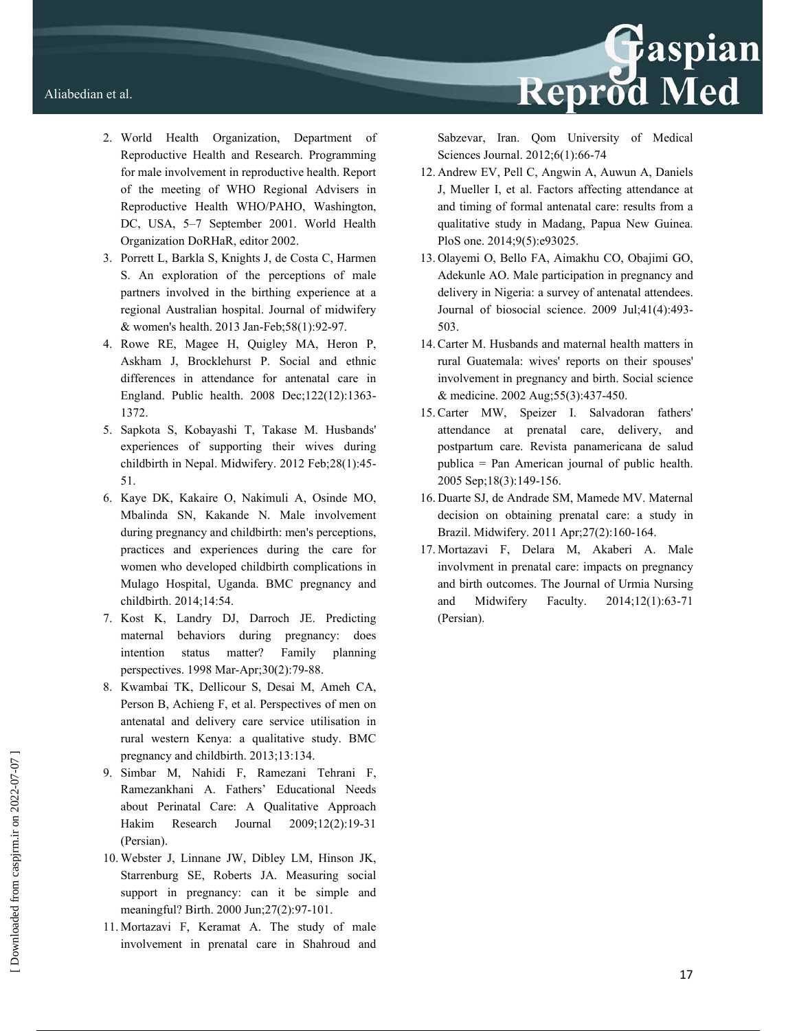2. World Health Organization, Department of Reproductive Health and Research. Programming for male involvement in reproductive health. Report of the meeting of WHO Regional Advisers in Reproductive Health WHO/PAHO, Washington, DC, USA, 5–7 September 2001. World Health Organization DoRHaR, editor 2002.
3. Porrett L, Barkla S, Knights J, de Costa C, Harmen S. An exploration of the perceptions of male partners involved in the birthing experience at a regional Australian hospital. Journal of midwifery & women's health. 2013 Jan-Feb;58(1):92-97.
4. Rowe RE, Magee H, Quigley MA, Heron P, Askham J, Brocklehurst P. Social and ethnic differences in attendance for antenatal care in England. Public health. 2008 Dec;122(12):1363-1372.
5. Sapkota S, Kobayashi T, Takase M. Husbands' experiences of supporting their wives during childbirth in Nepal. Midwifery. 2012 Feb;28(1):45-51.
6. Kaye DK, Kakaire O, Nakimuli A, Osinde MO, Mbalinda SN, Kakande N. Male involvement during pregnancy and childbirth: men's perceptions, practices and experiences during the care for women who developed childbirth complications in Mulago Hospital, Uganda. BMC pregnancy and childbirth. 2014;14:54.
7. Kost K, Landry DJ, Darroch JE. Predicting maternal behaviors during pregnancy: does intention status matter? Family planning perspectives. 1998 Mar-Apr;30(2):79-88.
8. Kwambai TK, Dellicour S, Desai M, Ameh CA, Person B, Achieng F, et al. Perspectives of men on antenatal and delivery care service utilisation in rural western Kenya: a qualitative study. BMC pregnancy and childbirth. 2013;13:134.
9. Simbar M, Nahidi F, Ramezani Tehrani F, Ramezankhani A. Fathers' Educational Needs about Perinatal Care: A Qualitative Approach Hakim Research Journal 2009;12(2):19-31 (Persian).
10. Webster J, Linnane JW, Dibley LM, Hinson JK, Starrenburg SE, Roberts JA. Measuring social support in pregnancy: can it be simple and meaningful? Birth. 2000 Jun;27(2):97-101.
11. Mortazavi F, Keramat A. The study of male involvement in prenatal care in Shahroud and Sabzevar, Iran. Qom University of Medical Sciences Journal. 2012;6(1):66-74
12. Andrew EV, Pell C, Angwin A, Auwun A, Daniels J, Mueller I, et al. Factors affecting attendance at and timing of formal antenatal care: results from a qualitative study in Madang, Papua New Guinea. PloS one. 2014;9(5):e93025.
13. Olayemi O, Bello FA, Aimakhu CO, Obajimi GO, Adekunle AO. Male participation in pregnancy and delivery in Nigeria: a survey of antenatal attendees. Journal of biosocial science. 2009 Jul;41(4):493-503.
14. Carter M. Husbands and maternal health matters in rural Guatemala: wives' reports on their spouses' involvement in pregnancy and birth. Social science & medicine. 2002 Aug;55(3):437-450.
15. Carter MW, Speizer I. Salvadoran fathers' attendance at prenatal care, delivery, and postpartum care. Revista panamericana de salud publica = Pan American journal of public health. 2005 Sep;18(3):149-156.
16. Duarte SJ, de Andrade SM, Mamede MV. Maternal decision on obtaining prenatal care: a study in Brazil. Midwifery. 2011 Apr;27(2):160-164.
17. Mortazavi F, Delara M, Akaberi A. Male involvment in prenatal care: impacts on pregnancy and birth outcomes. The Journal of Urmia Nursing and Midwifery Faculty. 2014;12(1):63-71 (Persian).